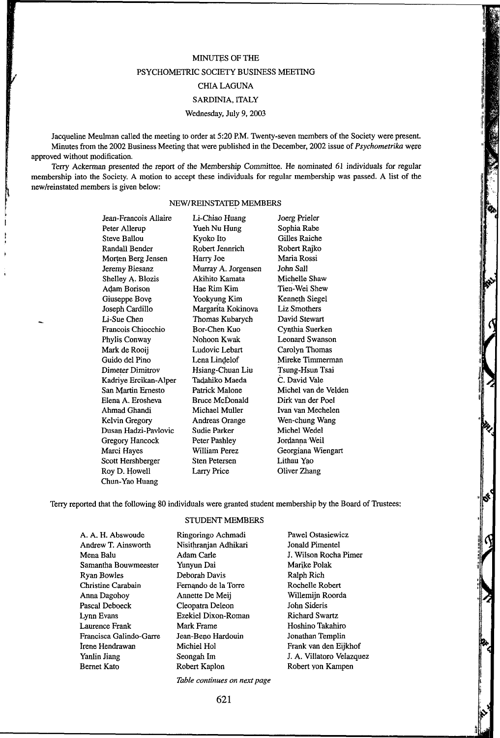# MINUTES OF THE PSYCHOMETRIC SOCIETY BUSINESS MEETING

## CHIA LAGUNA

## SARDINIA, ITALY

Wednesday, July 9, 2003

Jacqueline Meulman called the meeting to order at 5:20 P.M. Twenty-seven members of the Society were present.

Minutes from the 2002 Business Meeting that were published in the December, 2002 issue of *Psychometrika* were approved without modification.

Terry Ackerman presented the report of the Membership Committee. He nominated 61 individuals for regular membership into the Society. A motion to accept these individuals for regular membership was passed. A list of the new/reinstated members is given below:

### NEW/REINSTATED MEMBERS

| | | |
|---|---|---|
| Jean-Francois Allaire | Li-Chiao Huang | Joerg Prieler |
| Peter Allerup | Yueh Nu Hung | Sophia Rabe |
| Steve Ballou | Kyoko Ito | Gilles Raiche |
| Randall Bender | Robert Jennrich | Robert Rajko |
| Morten Berg Jensen | Harry Joe | Maria Rossi |
| Jeremy Biesanz | Murray A. Jorgensen | John Sall |
| Shelley A. Blozis | Akihito Kamata | Michelle Shaw |
| Adam Borison | Hae Rim Kim | Tien-Wei Shew |
| Giuseppe Bove | Yookyung Kim | Kenneth Siegel |
| Joseph Cardillo | Margarita Kokinova | Liz Smothers |
| Li-Sue Chen | Thomas Kubarych | David Stewart |
| Francois Chiocchio | Bor-Chen Kuo | Cynthia Suerken |
| Phylis Conway | Nohoon Kwak | Leonard Swanson |
| Mark de Rooij | Ludovic Lebart | Carolyn Thomas |
| Guido del Pino | Lena Lindelof | Mireke Timmerman |
| Dimeter Dimitrov | Hsiang-Chuan Liu | Tsung-Hsun Tsai |
| Kadriye Ercikan-Alper | Tadahiko Maeda | C. David Vale |
| San Martin Ernesto | Patrick Malone | Michel van de Velden |
| Elena A. Erosheva | Bruce McDonald | Dirk van der Poel |
| Ahmad Ghandi | Michael Muller | Ivan van Mechelen |
| Kelvin Gregory | Andreas Orange | Wen-chung Wang |
| Dusan Hadzi-Pavlovic | Sudie Parker | Michel Wedel |
| Gregory Hancock | Peter Pashley | Jordanna Weil |
| Marci Hayes | William Perez | Georgiana Wiengart |
| Scott Hershberger | Sten Petersen | Lithau Yao |
| Roy D. Howell | Larry Price | Oliver Zhang |
| Chun-Yao Huang | | |

Terry reported that the following 80 individuals were granted student membership by the Board of Trustees:

### STUDENT MEMBERS

| | | |
|---|---|---|
| A. A. H. Abswoude | Ringoringo Achmadi | Pawel Ostasiewicz |
| Andrew T. Ainsworth | Nisithranjan Adhikari | Jonald Pimentel |
| Mena Balu | Adam Carle | J. Wilson Rocha Pimer |
| Samantha Bouwmeester | Yunyun Dai | Marike Polak |
| Ryan Bowles | Deborah Davis | Ralph Rich |
| Christine Carabain | Fernando de la Torre | Rochelle Robert |
| Anna Dagohoy | Annette De Meij | Willemijn Roorda |
| Pascal Deboeck | Cleopatra Deleon | John Sideris |
| Lynn Evans | Ezekiel Dixon-Roman | Richard Swartz |
| Laurence Frank | Mark Frame | Hoshino Takahiro |
| Francisca Galindo-Garre | Jean-Beno Hardouin | Jonathan Templin |
| Irene Hendrawan | Michiel Hol | Frank van den Eijkhof |
| Yanlin Jiang | Seongah Im | J. A. Villatoro Velazquez |
| Bernet Kato | Robert Kaplon | Robert von Kampen |

*Table continues on next page*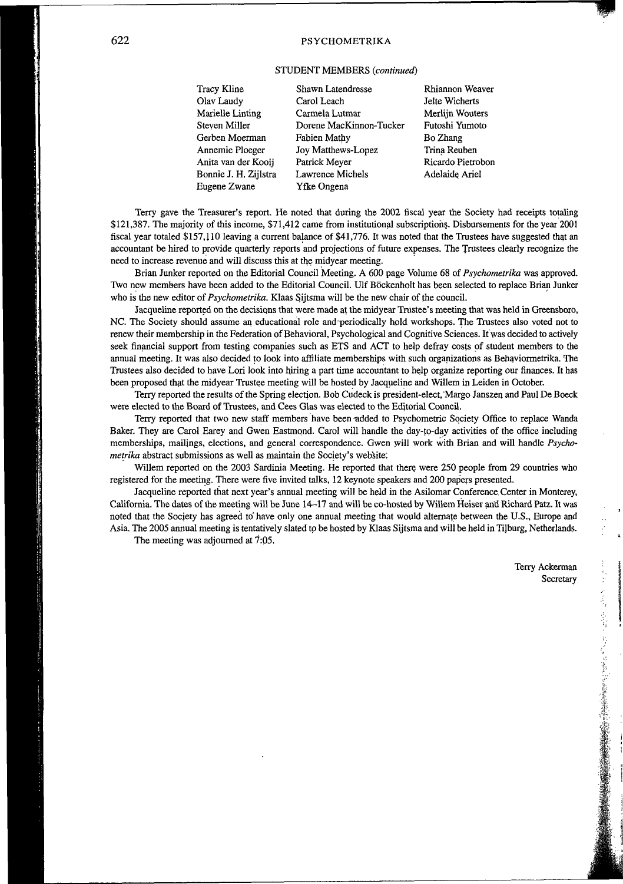STUDENT MEMBERS (*continued*)

| | | |
|---|---|---|
| Tracy Kline | Shawn Latendresse | Rhiannon Weaver |
| Olav Laudy | Carol Leach | Jelte Wicherts |
| Marielle Linting | Carmela Lutmar | Merlijn Wouters |
| Steven Miller | Dorene MacKinnon-Tucker | Futoshi Yumoto |
| Gerben Moerman | Fabien Mathy | Bo Zhang |
| Annemie Ploeger | Joy Matthews-Lopez | Trina Reuben |
| Anita van der Kooij | Patrick Meyer | Ricardo Pietrobon |
| Bonnie J. H. Zijlstra | Lawrence Michels | Adelaide Ariel |
| Eugene Zwane | Yfke Ongena | |

Terry gave the Treasurer's report. He noted that during the 2002 fiscal year the Society had receipts totaling $121,387. The majority of this income, $71,412 came from institutional subscriptions. Disbursements for the year 2001 fiscal year totaled $157,110 leaving a current balance of $41,776. It was noted that the Trustees have suggested that an accountant be hired to provide quarterly reports and projections of future expenses. The Trustees clearly recognize the need to increase revenue and will discuss this at the midyear meeting.

Brian Junker reported on the Editorial Council Meeting. A 600 page Volume 68 of *Psychometrika* was approved. Two new members have been added to the Editorial Council. Ulf Böckenholt has been selected to replace Brian Junker who is the new editor of *Psychometrika*. Klaas Sijtsma will be the new chair of the council.

Jacqueline reported on the decisions that were made at the midyear Trustee's meeting that was held in Greensboro, NC. The Society should assume an educational role and periodically hold workshops. The Trustees also voted not to renew their membership in the Federation of Behavioral, Psychological and Cognitive Sciences. It was decided to actively seek financial support from testing companies such as ETS and ACT to help defray costs of student members to the annual meeting. It was also decided to look into affiliate memberships with such organizations as Behaviormetrika. The Trustees also decided to have Lori look into hiring a part time accountant to help organize reporting our finances. It has been proposed that the midyear Trustee meeting will be hosted by Jacqueline and Willem in Leiden in October.

Terry reported the results of the Spring election. Bob Cudeck is president-elect, Margo Janszen and Paul De Boeck were elected to the Board of Trustees, and Cees Glas was elected to the Editorial Council.

Terry reported that two new staff members have been added to Psychometric Society Office to replace Wanda Baker. They are Carol Earey and Gwen Eastmond. Carol will handle the day-to-day activities of the office including memberships, mailings, elections, and general correspondence. Gwen will work with Brian and will handle *Psychometrika* abstract submissions as well as maintain the Society's website.

Willem reported on the 2003 Sardinia Meeting. He reported that there were 250 people from 29 countries who registered for the meeting. There were five invited talks, 12 keynote speakers and 200 papers presented.

Jacqueline reported that next year's annual meeting will be held in the Asilomar Conference Center in Monterey, California. The dates of the meeting will be June 14–17 and will be co-hosted by Willem Heiser and Richard Patz. It was noted that the Society has agreed to have only one annual meeting that would alternate between the U.S., Europe and Asia. The 2005 annual meeting is tentatively slated to be hosted by Klaas Sijtsma and will be held in Tilburg, Netherlands.

The meeting was adjourned at 7:05.

Terry Ackerman
Secretary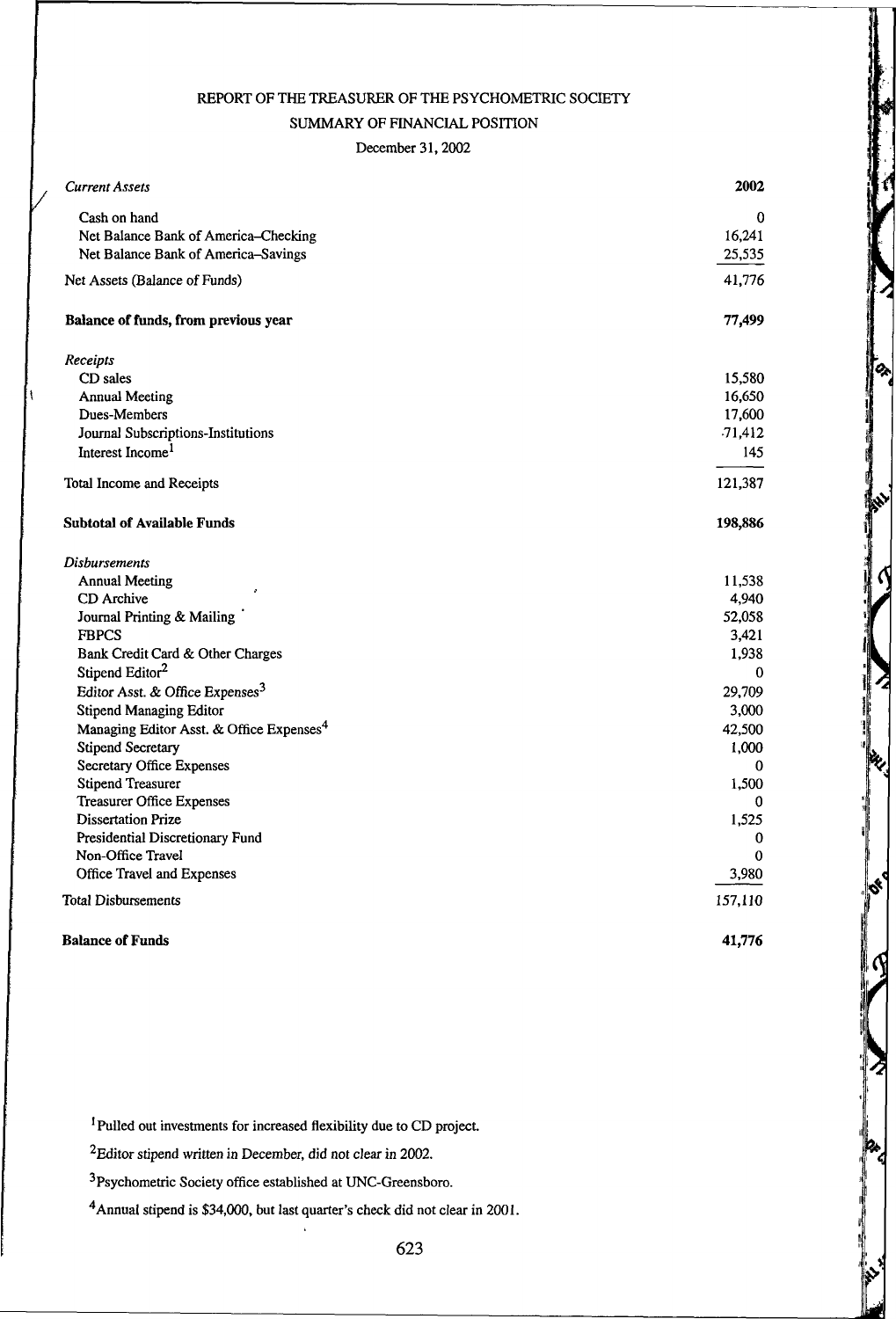REPORT OF THE TREASURER OF THE PSYCHOMETRIC SOCIETY

SUMMARY OF FINANCIAL POSITION

December 31, 2002

| | |
|---|---|
| *Current Assets* | **2002** |
| Cash on hand | 0 |
| Net Balance Bank of America–Checking | 16,241 |
| Net Balance Bank of America–Savings | 25,535 |
| Net Assets (Balance of Funds) | 41,776 |
| **Balance of funds, from previous year** | **77,499** |
| *Receipts* | |
| CD sales | 15,580 |
| Annual Meeting | 16,650 |
| Dues-Members | 17,600 |
| Journal Subscriptions-Institutions | 71,412 |
| Interest Income[1] | 145 |
| Total Income and Receipts | 121,387 |
| **Subtotal of Available Funds** | **198,886** |
| *Disbursements* | |
| Annual Meeting | 11,538 |
| CD Archive | 4,940 |
| Journal Printing & Mailing | 52,058 |
| FBPCS | 3,421 |
| Bank Credit Card & Other Charges | 1,938 |
| Stipend Editor[2] | 0 |
| Editor Asst. & Office Expenses[3] | 29,709 |
| Stipend Managing Editor | 3,000 |
| Managing Editor Asst. & Office Expenses[4] | 42,500 |
| Stipend Secretary | 1,000 |
| Secretary Office Expenses | 0 |
| Stipend Treasurer | 1,500 |
| Treasurer Office Expenses | 0 |
| Dissertation Prize | 1,525 |
| Presidential Discretionary Fund | 0 |
| Non-Office Travel | 0 |
| Office Travel and Expenses | 3,980 |
| Total Disbursements | *157,110* |
| **Balance of Funds** | **41,776** |

[1] Pulled out investments for increased flexibility due to CD project.

[2] Editor stipend written in December, did not clear in 2002.

[3] Psychometric Society office established at UNC-Greensboro.

[4] Annual stipend is $34,000, but last quarter's check did not clear in 2001.